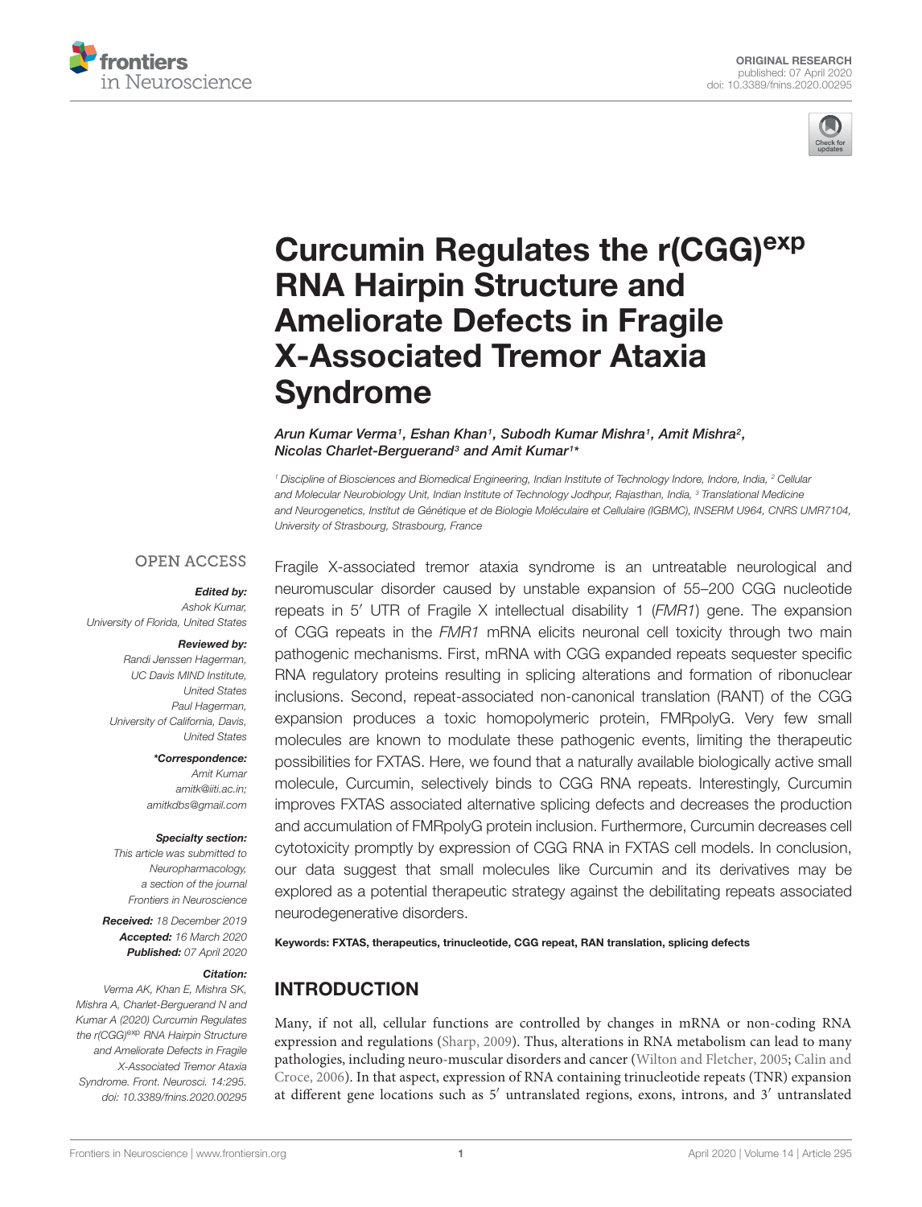ORIGINAL RESEARCH
published: 07 April 2020
doi: 10.3389/fnins.2020.00295

# Curcumin Regulates the r(CGG)$^{exp}$ RNA Hairpin Structure and Ameliorate Defects in Fragile X-Associated Tremor Ataxia Syndrome

*Arun Kumar Verma[1], Eshan Khan[1], Subodh Kumar Mishra[1], Amit Mishra[2], Nicolas Charlet-Berguerand[3] and Amit Kumar[1]**

[1] Discipline of Biosciences and Biomedical Engineering, Indian Institute of Technology Indore, Indore, India, [2] Cellular and Molecular Neurobiology Unit, Indian Institute of Technology Jodhpur, Rajasthan, India, [3] Translational Medicine and Neurogenetics, Institut de Génétique et de Biologie Moléculaire et Cellulaire (IGBMC), INSERM U964, CNRS UMR7104, University of Strasbourg, Strasbourg, France

OPEN ACCESS

***Edited by:***
*Ashok Kumar,*
*University of Florida, United States*

***Reviewed by:***
*Randi Jenssen Hagerman,*
*UC Davis MIND Institute,*
*United States*
*Paul Hagerman,*
*University of California, Davis,*
*United States*

***\*Correspondence:***
*Amit Kumar*
*amitk@iiti.ac.in;*
*amitkdbs@gmail.com*

***Specialty section:***
*This article was submitted to Neuropharmacology, a section of the journal Frontiers in Neuroscience*

***Received:*** *18 December 2019*
***Accepted:*** *16 March 2020*
***Published:*** *07 April 2020*

***Citation:***
*Verma AK, Khan E, Mishra SK, Mishra A, Charlet-Berguerand N and Kumar A (2020) Curcumin Regulates the r(CGG)$^{exp}$ RNA Hairpin Structure and Ameliorate Defects in Fragile X-Associated Tremor Ataxia Syndrome. Front. Neurosci. 14:295. doi: 10.3389/fnins.2020.00295*

Fragile X-associated tremor ataxia syndrome is an untreatable neurological and neuromuscular disorder caused by unstable expansion of 55–200 CGG nucleotide repeats in 5′ UTR of Fragile X intellectual disability 1 (*FMR1*) gene. The expansion of CGG repeats in the *FMR1* mRNA elicits neuronal cell toxicity through two main pathogenic mechanisms. First, mRNA with CGG expanded repeats sequester specific RNA regulatory proteins resulting in splicing alterations and formation of ribonuclear inclusions. Second, repeat-associated non-canonical translation (RANT) of the CGG expansion produces a toxic homopolymeric protein, FMRpolyG. Very few small molecules are known to modulate these pathogenic events, limiting the therapeutic possibilities for FXTAS. Here, we found that a naturally available biologically active small molecule, Curcumin, selectively binds to CGG RNA repeats. Interestingly, Curcumin improves FXTAS associated alternative splicing defects and decreases the production and accumulation of FMRpolyG protein inclusion. Furthermore, Curcumin decreases cell cytotoxicity promptly by expression of CGG RNA in FXTAS cell models. In conclusion, our data suggest that small molecules like Curcumin and its derivatives may be explored as a potential therapeutic strategy against the debilitating repeats associated neurodegenerative disorders.

**Keywords: FXTAS, therapeutics, trinucleotide, CGG repeat, RAN translation, splicing defects**

## INTRODUCTION

Many, if not all, cellular functions are controlled by changes in mRNA or non-coding RNA expression and regulations (Sharp, 2009). Thus, alterations in RNA metabolism can lead to many pathologies, including neuro-muscular disorders and cancer (Wilton and Fletcher, 2005; Calin and Croce, 2006). In that aspect, expression of RNA containing trinucleotide repeats (TNR) expansion at different gene locations such as 5′ untranslated regions, exons, introns, and 3′ untranslated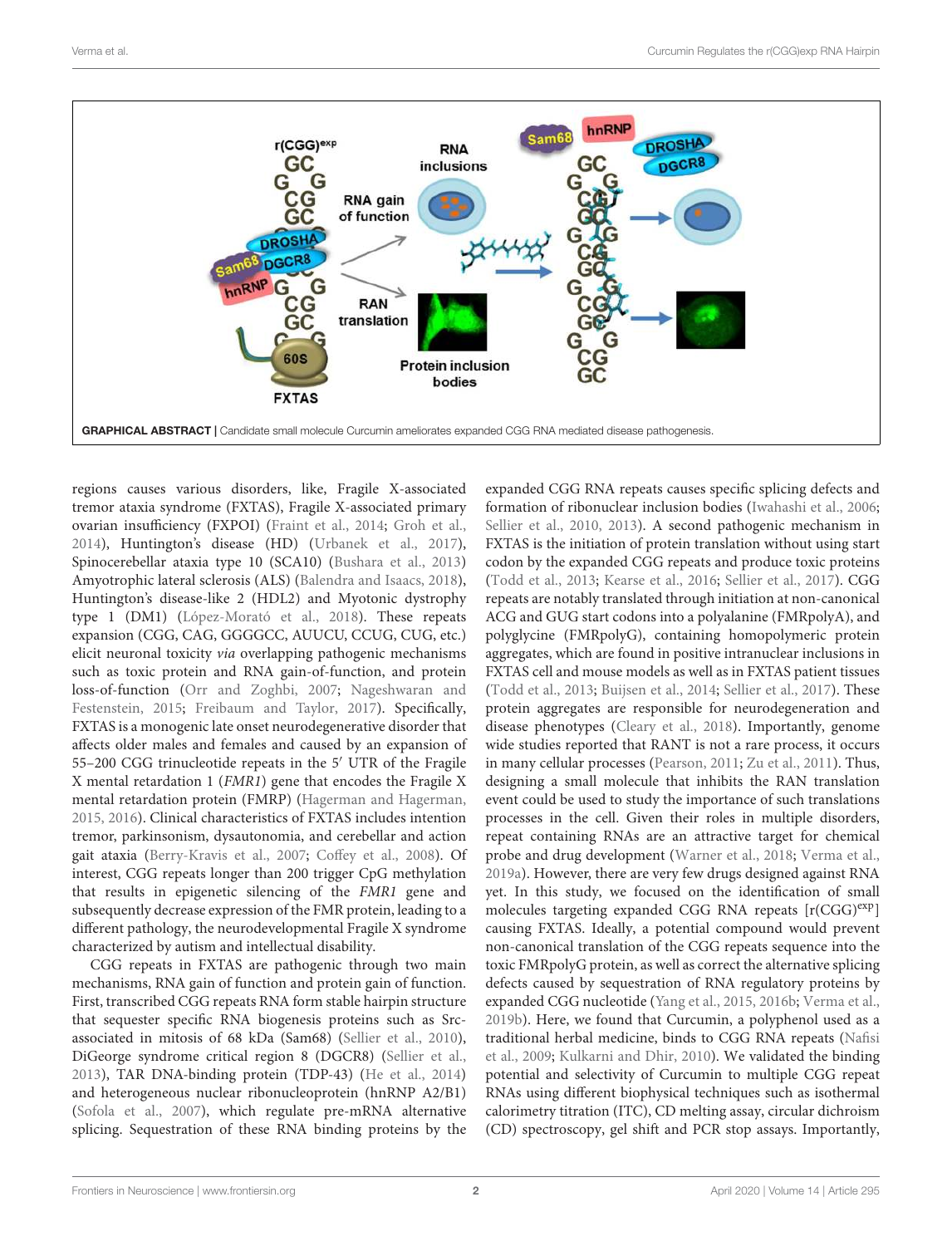**GRAPHICAL ABSTRACT |** Candidate small molecule Curcumin ameliorates expanded CGG RNA mediated disease pathogenesis.

regions causes various disorders, like, Fragile X-associated tremor ataxia syndrome (FXTAS), Fragile X-associated primary ovarian insufficiency (FXPOI) (Fraint et al., 2014; Groh et al., 2014), Huntington's disease (HD) (Urbanek et al., 2017), Spinocerebellar ataxia type 10 (SCA10) (Bushara et al., 2013) Amyotrophic lateral sclerosis (ALS) (Balendra and Isaacs, 2018), Huntington's disease-like 2 (HDL2) and Myotonic dystrophy type 1 (DM1) (López-Morató et al., 2018). These repeats expansion (CGG, CAG, GGGGCC, AUUCU, CCUG, CUG, etc.) elicit neuronal toxicity *via* overlapping pathogenic mechanisms such as toxic protein and RNA gain-of-function, and protein loss-of-function (Orr and Zoghbi, 2007; Nageshwaran and Festenstein, 2015; Freibaum and Taylor, 2017). Specifically, FXTAS is a monogenic late onset neurodegenerative disorder that affects older males and females and caused by an expansion of 55–200 CGG trinucleotide repeats in the 5′ UTR of the Fragile X mental retardation 1 (*FMR1*) gene that encodes the Fragile X mental retardation protein (FMRP) (Hagerman and Hagerman, 2015, 2016). Clinical characteristics of FXTAS includes intention tremor, parkinsonism, dysautonomia, and cerebellar and action gait ataxia (Berry-Kravis et al., 2007; Coffey et al., 2008). Of interest, CGG repeats longer than 200 trigger CpG methylation that results in epigenetic silencing of the *FMR1* gene and subsequently decrease expression of the FMR protein, leading to a different pathology, the neurodevelopmental Fragile X syndrome characterized by autism and intellectual disability.

CGG repeats in FXTAS are pathogenic through two main mechanisms, RNA gain of function and protein gain of function. First, transcribed CGG repeats RNA form stable hairpin structure that sequester specific RNA biogenesis proteins such as Src-associated in mitosis of 68 kDa (Sam68) (Sellier et al., 2010), DiGeorge syndrome critical region 8 (DGCR8) (Sellier et al., 2013), TAR DNA-binding protein (TDP-43) (He et al., 2014) and heterogeneous nuclear ribonucleoprotein (hnRNP A2/B1) (Sofola et al., 2007), which regulate pre-mRNA alternative splicing. Sequestration of these RNA binding proteins by the expanded CGG RNA repeats causes specific splicing defects and formation of ribonuclear inclusion bodies (Iwahashi et al., 2006; Sellier et al., 2010, 2013). A second pathogenic mechanism in FXTAS is the initiation of protein translation without using start codon by the expanded CGG repeats and produce toxic proteins (Todd et al., 2013; Kearse et al., 2016; Sellier et al., 2017). CGG repeats are notably translated through initiation at non-canonical ACG and GUG start codons into a polyalanine (FMRpolyA), and polyglycine (FMRpolyG), containing homopolymeric protein aggregates, which are found in positive intranuclear inclusions in FXTAS cell and mouse models as well as in FXTAS patient tissues (Todd et al., 2013; Buijsen et al., 2014; Sellier et al., 2017). These protein aggregates are responsible for neurodegeneration and disease phenotypes (Cleary et al., 2018). Importantly, genome wide studies reported that RANT is not a rare process, it occurs in many cellular processes (Pearson, 2011; Zu et al., 2011). Thus, designing a small molecule that inhibits the RAN translation event could be used to study the importance of such translations processes in the cell. Given their roles in multiple disorders, repeat containing RNAs are an attractive target for chemical probe and drug development (Warner et al., 2018; Verma et al., 2019a). However, there are very few drugs designed against RNA yet. In this study, we focused on the identification of small molecules targeting expanded CGG RNA repeats [r(CGG)$^{exp}$] causing FXTAS. Ideally, a potential compound would prevent non-canonical translation of the CGG repeats sequence into the toxic FMRpolyG protein, as well as correct the alternative splicing defects caused by sequestration of RNA regulatory proteins by expanded CGG nucleotide (Yang et al., 2015, 2016b; Verma et al., 2019b). Here, we found that Curcumin, a polyphenol used as a traditional herbal medicine, binds to CGG RNA repeats (Nafisi et al., 2009; Kulkarni and Dhir, 2010). We validated the binding potential and selectivity of Curcumin to multiple CGG repeat RNAs using different biophysical techniques such as isothermal calorimetry titration (ITC), CD melting assay, circular dichroism (CD) spectroscopy, gel shift and PCR stop assays. Importantly,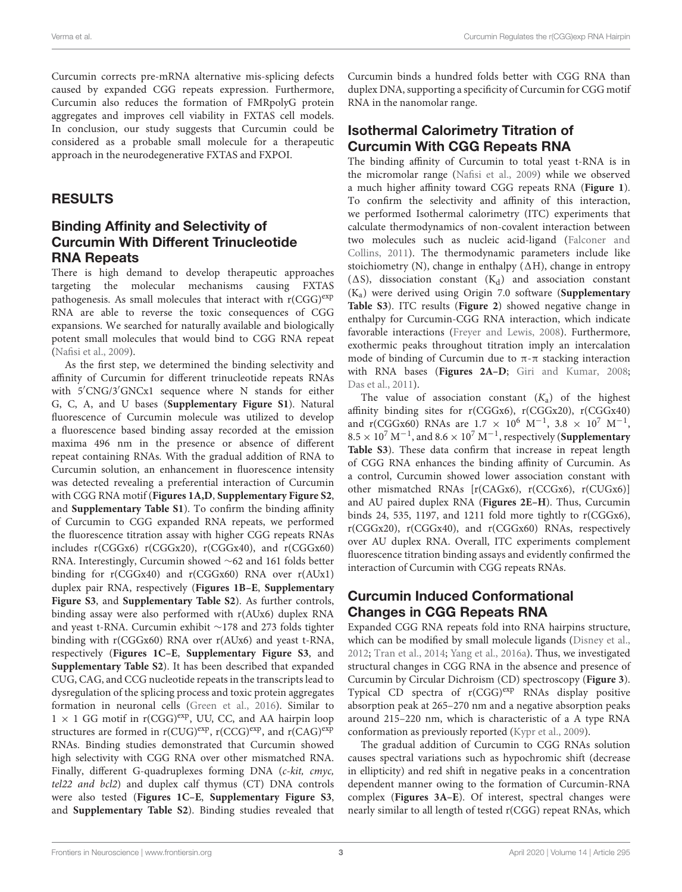Curcumin corrects pre-mRNA alternative mis-splicing defects caused by expanded CGG repeats expression. Furthermore, Curcumin also reduces the formation of FMRpolyG protein aggregates and improves cell viability in FXTAS cell models. In conclusion, our study suggests that Curcumin could be considered as a probable small molecule for a therapeutic approach in the neurodegenerative FXTAS and FXPOI.

## RESULTS

### Binding Affinity and Selectivity of Curcumin With Different Trinucleotide RNA Repeats

There is high demand to develop therapeutic approaches targeting the molecular mechanisms causing FXTAS pathogenesis. As small molecules that interact with r(CGG)$^{exp}$ RNA are able to reverse the toxic consequences of CGG expansions. We searched for naturally available and biologically potent small molecules that would bind to CGG RNA repeat (Nafisi et al., 2009).

As the first step, we determined the binding selectivity and affinity of Curcumin for different trinucleotide repeats RNAs with 5′CNG/3′GNCx1 sequence where N stands for either G, C, A, and U bases (**Supplementary Figure S1**). Natural fluorescence of Curcumin molecule was utilized to develop a fluorescence based binding assay recorded at the emission maxima 496 nm in the presence or absence of different repeat containing RNAs. With the gradual addition of RNA to Curcumin solution, an enhancement in fluorescence intensity was detected revealing a preferential interaction of Curcumin with CGG RNA motif (**Figures 1A,D**, **Supplementary Figure S2**, and **Supplementary Table S1**). To confirm the binding affinity of Curcumin to CGG expanded RNA repeats, we performed the fluorescence titration assay with higher CGG repeats RNAs includes r(CGGx6) r(CGGx20), r(CGGx40), and r(CGGx60) RNA. Interestingly, Curcumin showed ~62 and 161 folds better binding for r(CGGx40) and r(CGGx60) RNA over r(AUx1) duplex pair RNA, respectively (**Figures 1B–E**, **Supplementary Figure S3**, and **Supplementary Table S2**). As further controls, binding assay were also performed with r(AUx6) duplex RNA and yeast t-RNA. Curcumin exhibit ~178 and 273 folds tighter binding with r(CGGx60) RNA over r(AUx6) and yeast t-RNA, respectively (**Figures 1C–E**, **Supplementary Figure S3**, and **Supplementary Table S2**). It has been described that expanded CUG, CAG, and CCG nucleotide repeats in the transcripts lead to dysregulation of the splicing process and toxic protein aggregates formation in neuronal cells (Green et al., 2016). Similar to 1 × 1 GG motif in r(CGG)$^{exp}$, UU, CC, and AA hairpin loop structures are formed in r(CUG)$^{exp}$, r(CCG)$^{exp}$, and r(CAG)$^{exp}$ RNAs. Binding studies demonstrated that Curcumin showed high selectivity with CGG RNA over other mismatched RNA. Finally, different G-quadruplexes forming DNA (*c-kit, cmyc, tel22 and bcl2*) and duplex calf thymus (CT) DNA controls were also tested (**Figures 1C–E**, **Supplementary Figure S3**, and **Supplementary Table S2**). Binding studies revealed that Curcumin binds a hundred folds better with CGG RNA than duplex DNA, supporting a specificity of Curcumin for CGG motif RNA in the nanomolar range.

### Isothermal Calorimetry Titration of Curcumin With CGG Repeats RNA

The binding affinity of Curcumin to total yeast t-RNA is in the micromolar range (Nafisi et al., 2009) while we observed a much higher affinity toward CGG repeats RNA (**Figure 1**). To confirm the selectivity and affinity of this interaction, we performed Isothermal calorimetry (ITC) experiments that calculate thermodynamics of non-covalent interaction between two molecules such as nucleic acid-ligand (Falconer and Collins, 2011). The thermodynamic parameters include like stoichiometry (N), change in enthalpy (ΔH), change in entropy (ΔS), dissociation constant ($K_d$) and association constant ($K_a$) were derived using Origin 7.0 software (**Supplementary Table S3**). ITC results (**Figure 2**) showed negative change in enthalpy for Curcumin-CGG RNA interaction, which indicate favorable interactions (Freyer and Lewis, 2008). Furthermore, exothermic peaks throughout titration imply an intercalation mode of binding of Curcumin due to π-π stacking interaction with RNA bases (**Figures 2A–D**; Giri and Kumar, 2008; Das et al., 2011).

The value of association constant ($K_a$) of the highest affinity binding sites for r(CGGx6), r(CGGx20), r(CGGx40) and r(CGGx60) RNAs are $1.7 \times 10^6$ $M^{-1}$, $3.8 \times 10^7$ $M^{-1}$, $8.5 \times 10^7$ $M^{-1}$, and $8.6 \times 10^7$ $M^{-1}$, respectively (**Supplementary Table S3**). These data confirm that increase in repeat length of CGG RNA enhances the binding affinity of Curcumin. As a control, Curcumin showed lower association constant with other mismatched RNAs [r(CAGx6), r(CCGx6), r(CUGx6)] and AU paired duplex RNA (**Figures 2E–H**). Thus, Curcumin binds 24, 535, 1197, and 1211 fold more tightly to r(CGGx6), r(CGGx20), r(CGGx40), and r(CGGx60) RNAs, respectively over AU duplex RNA. Overall, ITC experiments complement fluorescence titration binding assays and evidently confirmed the interaction of Curcumin with CGG repeats RNAs.

### Curcumin Induced Conformational Changes in CGG Repeats RNA

Expanded CGG RNA repeats fold into RNA hairpins structure, which can be modified by small molecule ligands (Disney et al., 2012; Tran et al., 2014; Yang et al., 2016a). Thus, we investigated structural changes in CGG RNA in the absence and presence of Curcumin by Circular Dichroism (CD) spectroscopy (**Figure 3**). Typical CD spectra of r(CGG)$^{exp}$ RNAs display positive absorption peak at 265–270 nm and a negative absorption peaks around 215–220 nm, which is characteristic of a A type RNA conformation as previously reported (Kypr et al., 2009).

The gradual addition of Curcumin to CGG RNAs solution causes spectral variations such as hypochromic shift (decrease in ellipticity) and red shift in negative peaks in a concentration dependent manner owing to the formation of Curcumin-RNA complex (**Figures 3A–E**). Of interest, spectral changes were nearly similar to all length of tested r(CGG) repeat RNAs, which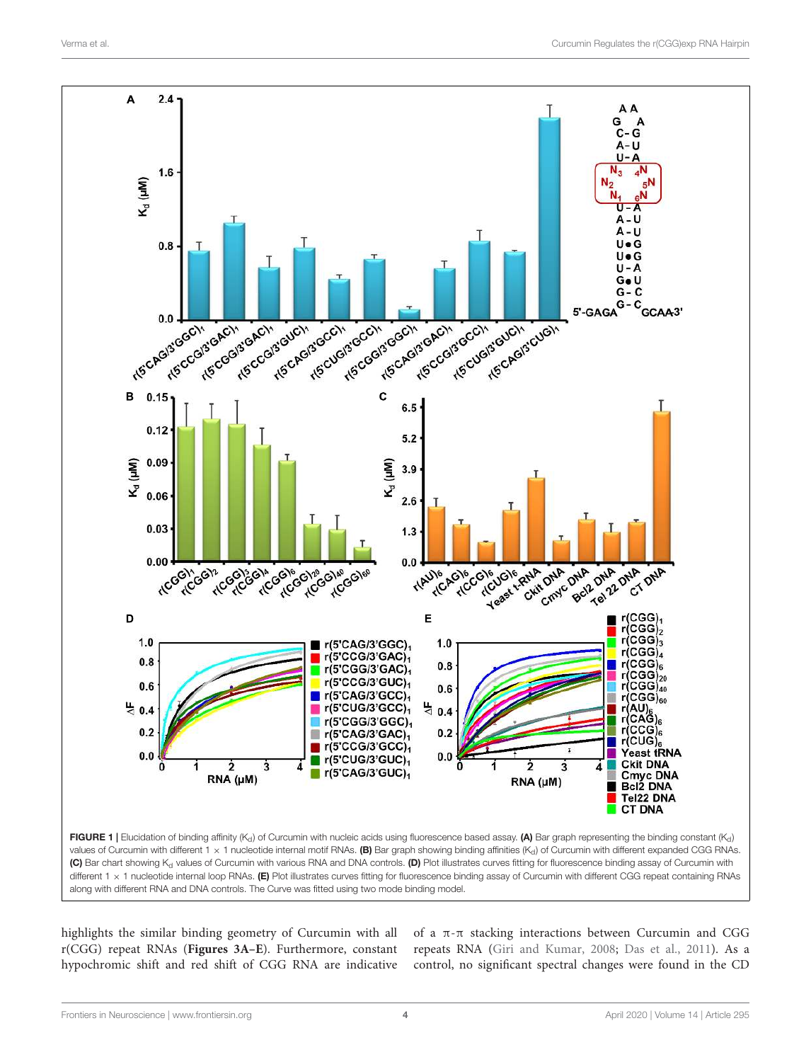FIGURE 1 | Elucidation of binding affinity ($K_d$) of Curcumin with nucleic acids using fluorescence based assay. **(A)** Bar graph representing the binding constant ($K_d$) values of Curcumin with different 1 × 1 nucleotide internal motif RNAs. **(B)** Bar graph showing binding affinities ($K_d$) of Curcumin with different expanded CGG RNAs. **(C)** Bar chart showing $K_d$ values of Curcumin with various RNA and DNA controls. **(D)** Plot illustrates curves fitting for fluorescence binding assay of Curcumin with different 1 × 1 nucleotide internal loop RNAs. **(E)** Plot illustrates curves fitting for fluorescence binding assay of Curcumin with different CGG repeat containing RNAs along with different RNA and DNA controls. The Curve was fitted using two mode binding model.

highlights the similar binding geometry of Curcumin with all r(CGG) repeat RNAs (**Figures 3A–E**). Furthermore, constant hypochromic shift and red shift of CGG RNA are indicative of a π-π stacking interactions between Curcumin and CGG repeats RNA (Giri and Kumar, 2008; Das et al., 2011). As a control, no significant spectral changes were found in the CD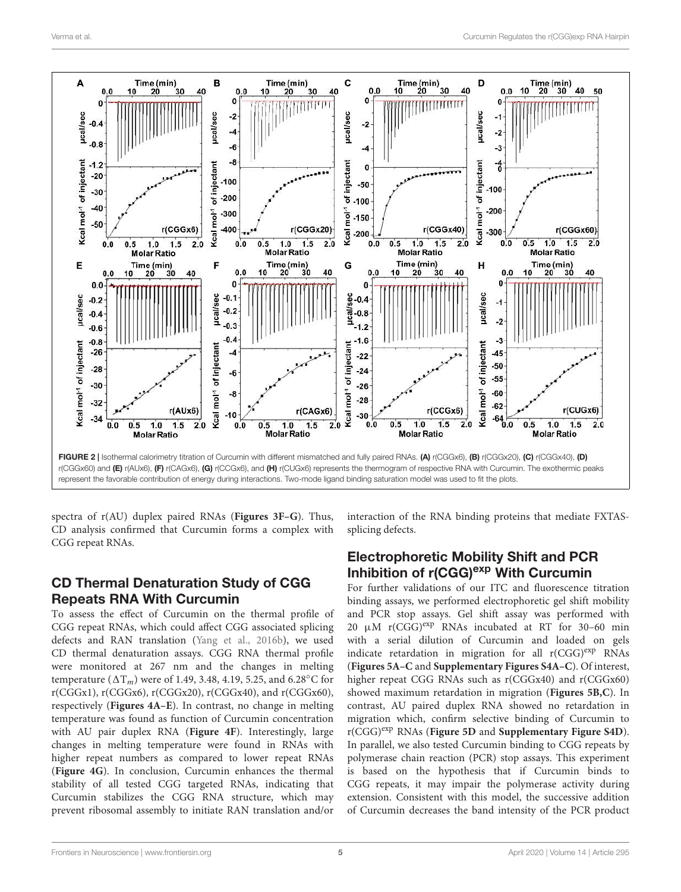FIGURE 2 | Isothermal calorimetry titration of Curcumin with different mismatched and fully paired RNAs. **(A)** r(CGGx6), **(B)** r(CGGx20), **(C)** r(CGGx40), **(D)** r(CGGx60) and **(E)** r(AUx6), **(F)** r(CAGx6), **(G)** r(CCGx6), and **(H)** r(CUGx6) represents the thermogram of respective RNA with Curcumin. The exothermic peaks represent the favorable contribution of energy during interactions. Two-mode ligand binding saturation model was used to fit the plots.

spectra of r(AU) duplex paired RNAs (**Figures 3F–G**). Thus, CD analysis confirmed that Curcumin forms a complex with CGG repeat RNAs.

## CD Thermal Denaturation Study of CGG Repeats RNA With Curcumin

To assess the effect of Curcumin on the thermal profile of CGG repeat RNAs, which could affect CGG associated splicing defects and RAN translation (Yang et al., 2016b), we used CD thermal denaturation assays. CGG RNA thermal profile were monitored at 267 nm and the changes in melting temperature ($\Delta T_m$) were of 1.49, 3.48, 4.19, 5.25, and 6.28°C for r(CGGx1), r(CGGx6), r(CGGx20), r(CGGx40), and r(CGGx60), respectively (**Figures 4A–E**). In contrast, no change in melting temperature was found as function of Curcumin concentration with AU pair duplex RNA (**Figure 4F**). Interestingly, large changes in melting temperature were found in RNAs with higher repeat numbers as compared to lower repeat RNAs (**Figure 4G**). In conclusion, Curcumin enhances the thermal stability of all tested CGG targeted RNAs, indicating that Curcumin stabilizes the CGG RNA structure, which may prevent ribosomal assembly to initiate RAN translation and/or interaction of the RNA binding proteins that mediate FXTAS-splicing defects.

## Electrophoretic Mobility Shift and PCR Inhibition of r(CGG)$^{exp}$ With Curcumin

For further validations of our ITC and fluorescence titration binding assays, we performed electrophoretic gel shift mobility and PCR stop assays. Gel shift assay was performed with 20 μM r(CGG)$^{exp}$ RNAs incubated at RT for 30–60 min with a serial dilution of Curcumin and loaded on gels indicate retardation in migration for all r(CGG)$^{exp}$ RNAs (**Figures 5A–C** and **Supplementary Figures S4A–C**). Of interest, higher repeat CGG RNAs such as r(CGGx40) and r(CGGx60) showed maximum retardation in migration (**Figures 5B,C**). In contrast, AU paired duplex RNA showed no retardation in migration which, confirm selective binding of Curcumin to r(CGG)$^{exp}$ RNAs (**Figure 5D** and **Supplementary Figure S4D**). In parallel, we also tested Curcumin binding to CGG repeats by polymerase chain reaction (PCR) stop assays. This experiment is based on the hypothesis that if Curcumin binds to CGG repeats, it may impair the polymerase activity during extension. Consistent with this model, the successive addition of Curcumin decreases the band intensity of the PCR product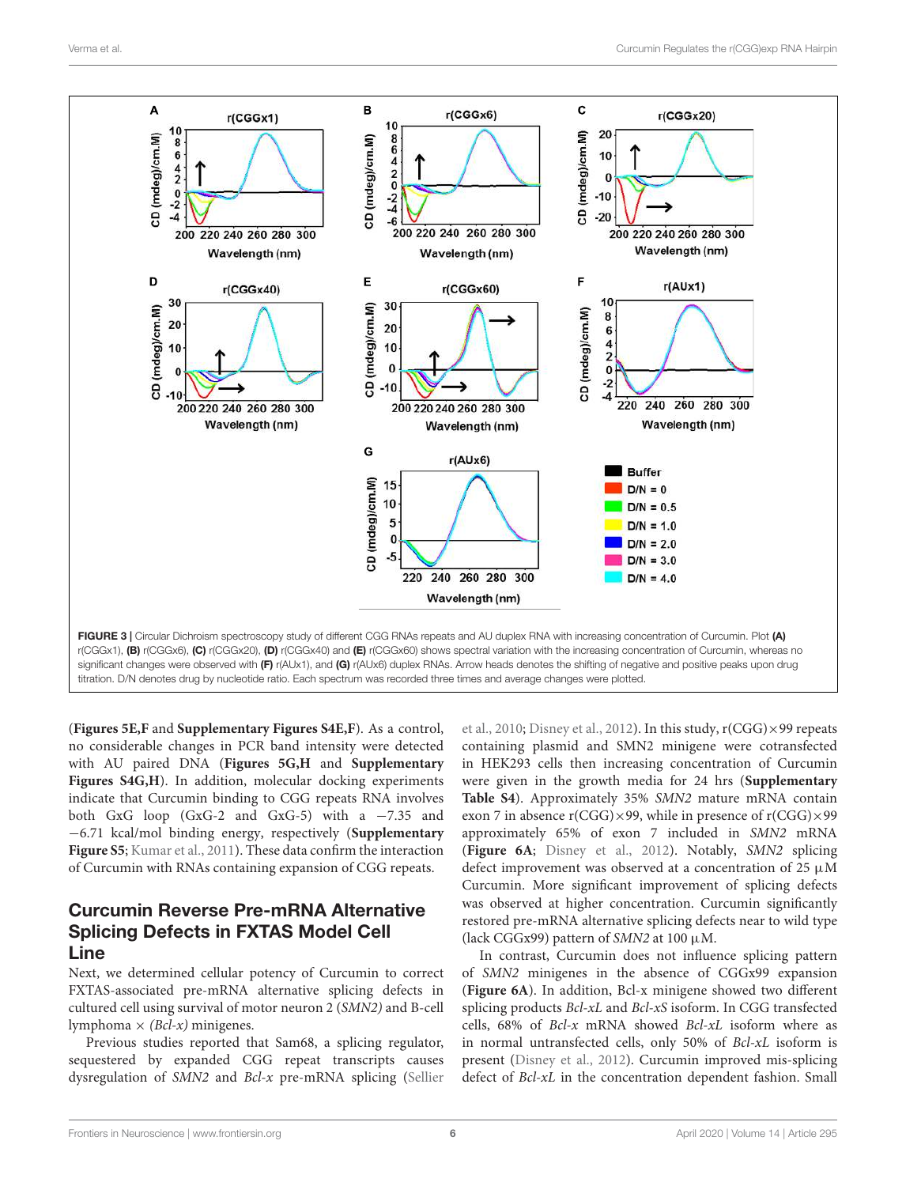FIGURE 3 | Circular Dichroism spectroscopy study of different CGG RNAs repeats and AU duplex RNA with increasing concentration of Curcumin. Plot **(A)** r(CGGx1), **(B)** r(CGGx6), **(C)** r(CGGx20), **(D)** r(CGGx40) and **(E)** r(CGGx60) shows spectral variation with the increasing concentration of Curcumin, whereas no significant changes were observed with **(F)** r(AUx1), and **(G)** r(AUx6) duplex RNAs. Arrow heads denotes the shifting of negative and positive peaks upon drug titration. D/N denotes drug by nucleotide ratio. Each spectrum was recorded three times and average changes were plotted.

(**Figures 5E,F** and **Supplementary Figures S4E,F**). As a control, no considerable changes in PCR band intensity were detected with AU paired DNA (**Figures 5G,H** and **Supplementary Figures S4G,H**). In addition, molecular docking experiments indicate that Curcumin binding to CGG repeats RNA involves both GxG loop (GxG-2 and GxG-5) with a −7.35 and −6.71 kcal/mol binding energy, respectively (**Supplementary Figure S5**; Kumar et al., 2011). These data confirm the interaction of Curcumin with RNAs containing expansion of CGG repeats.

## Curcumin Reverse Pre-mRNA Alternative Splicing Defects in FXTAS Model Cell Line

Next, we determined cellular potency of Curcumin to correct FXTAS-associated pre-mRNA alternative splicing defects in cultured cell using survival of motor neuron 2 (*SMN2*) and B-cell lymphoma × (*Bcl-x)* minigenes.

Previous studies reported that Sam68, a splicing regulator, sequestered by expanded CGG repeat transcripts causes dysregulation of *SMN2* and *Bcl-x* pre-mRNA splicing (Sellier et al., 2010; Disney et al., 2012). In this study, r(CGG)×99 repeats containing plasmid and SMN2 minigene were cotransfected in HEK293 cells then increasing concentration of Curcumin were given in the growth media for 24 hrs (**Supplementary Table S4**). Approximately 35% *SMN2* mature mRNA contain exon 7 in absence r(CGG)×99, while in presence of r(CGG)×99 approximately 65% of exon 7 included in *SMN2* mRNA (**Figure 6A**; Disney et al., 2012). Notably, *SMN2* splicing defect improvement was observed at a concentration of 25 μM Curcumin. More significant improvement of splicing defects was observed at higher concentration. Curcumin significantly restored pre-mRNA alternative splicing defects near to wild type (lack CGGx99) pattern of *SMN2* at 100 μM.

In contrast, Curcumin does not influence splicing pattern of *SMN2* minigenes in the absence of CGGx99 expansion (**Figure 6A**). In addition, Bcl-x minigene showed two different splicing products *Bcl-xL* and *Bcl-xS* isoform. In CGG transfected cells, 68% of *Bcl-x* mRNA showed *Bcl-xL* isoform where as in normal untransfected cells, only 50% of *Bcl-xL* isoform is present (Disney et al., 2012). Curcumin improved mis-splicing defect of *Bcl-xL* in the concentration dependent fashion. Small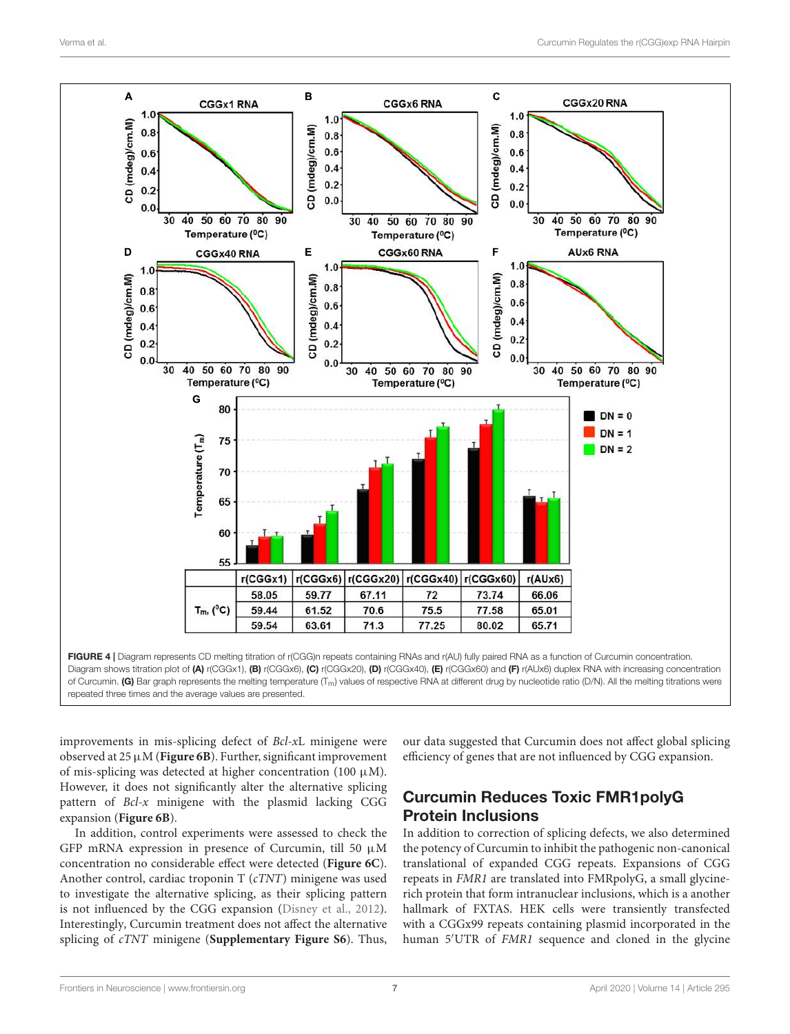| | r(CGGx1) | r(CGGx6) | r(CGGx20) | r(CGGx40) | r(CGGx60) | r(AUx6) |
|---|---|---|---|---|---|---|
| $T_m$, (°C) | 58.05 | 59.77 | 67.11 | 72 | 73.74 | 66.06 |
| | 59.44 | 61.52 | 70.6 | 75.5 | 77.58 | 65.01 |
| | 59.54 | 63.61 | 71.3 | 77.25 | 80.02 | 65.71 |

**FIGURE 4 |** Diagram represents CD melting titration of r(CGG)n repeats containing RNAs and r(AU) fully paired RNA as a function of Curcumin concentration. Diagram shows titration plot of **(A)** r(CGGx1), **(B)** r(CGGx6), **(C)** r(CGGx20), **(D)** r(CGGx40), **(E)** r(CGGx60) and **(F)** r(AUx6) duplex RNA with increasing concentration of Curcumin. **(G)** Bar graph represents the melting temperature ($T_m$) values of respective RNA at different drug by nucleotide ratio (D/N). All the melting titrations were repeated three times and the average values are presented.

improvements in mis-splicing defect of *Bcl-x*L minigene were observed at 25 μM (**Figure 6B**). Further, significant improvement of mis-splicing was detected at higher concentration (100 μM). However, it does not significantly alter the alternative splicing pattern of *Bcl-x* minigene with the plasmid lacking CGG expansion (**Figure 6B**).

In addition, control experiments were assessed to check the GFP mRNA expression in presence of Curcumin, till 50 μM concentration no considerable effect were detected (**Figure 6C**). Another control, cardiac troponin T (*cTNT*) minigene was used to investigate the alternative splicing, as their splicing pattern is not influenced by the CGG expansion (Disney et al., 2012). Interestingly, Curcumin treatment does not affect the alternative splicing of *cTNT* minigene (**Supplementary Figure S6**). Thus, our data suggested that Curcumin does not affect global splicing efficiency of genes that are not influenced by CGG expansion.

## Curcumin Reduces Toxic FMR1polyG Protein Inclusions

In addition to correction of splicing defects, we also determined the potency of Curcumin to inhibit the pathogenic non-canonical translational of expanded CGG repeats. Expansions of CGG repeats in *FMR1* are translated into FMRpolyG, a small glycine-rich protein that form intranuclear inclusions, which is a another hallmark of FXTAS. HEK cells were transiently transfected with a CGGx99 repeats containing plasmid incorporated in the human 5′UTR of *FMR1* sequence and cloned in the glycine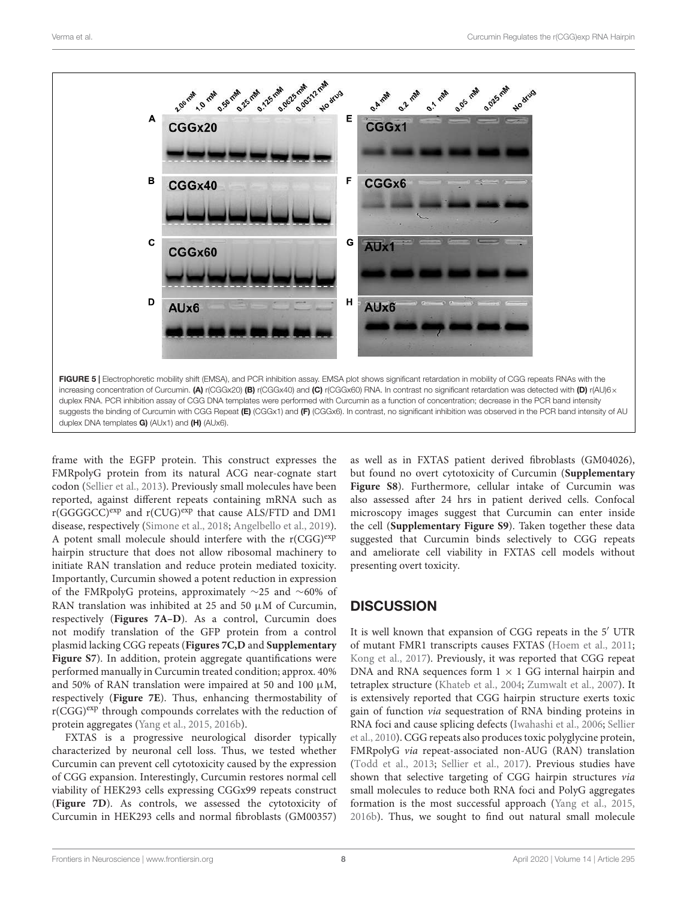FIGURE 5 | Electrophoretic mobility shift (EMSA), and PCR inhibition assay. EMSA plot shows significant retardation in mobility of CGG repeats RNAs with the increasing concentration of Curcumin. **(A)** r(CGGx20) **(B)** r(CGGx40) and **(C)** r(CGGx60) RNA. In contrast no significant retardation was detected with **(D)** r(AU)6× duplex RNA. PCR inhibition assay of CGG DNA templates were performed with Curcumin as a function of concentration; decrease in the PCR band intensity suggests the binding of Curcumin with CGG Repeat **(E)** (CGGx1) and **(F)** (CGGx6). In contrast, no significant inhibition was observed in the PCR band intensity of AU duplex DNA templates **G)** (AUx1) and **(H)** (AUx6).

frame with the EGFP protein. This construct expresses the FMRpolyG protein from its natural ACG near-cognate start codon (Sellier et al., 2013). Previously small molecules have been reported, against different repeats containing mRNA such as r(GGGGCC)$^{exp}$ and r(CUG)$^{exp}$ that cause ALS/FTD and DM1 disease, respectively (Simone et al., 2018; Angelbello et al., 2019). A potent small molecule should interfere with the r(CGG)$^{exp}$ hairpin structure that does not allow ribosomal machinery to initiate RAN translation and reduce protein mediated toxicity. Importantly, Curcumin showed a potent reduction in expression of the FMRpolyG proteins, approximately ∼25 and ∼60% of RAN translation was inhibited at 25 and 50 μM of Curcumin, respectively (**Figures 7A–D**). As a control, Curcumin does not modify translation of the GFP protein from a control plasmid lacking CGG repeats (**Figures 7C,D** and **Supplementary Figure S7**). In addition, protein aggregate quantifications were performed manually in Curcumin treated condition; approx. 40% and 50% of RAN translation were impaired at 50 and 100 μM, respectively (**Figure 7E**). Thus, enhancing thermostability of r(CGG)$^{exp}$ through compounds correlates with the reduction of protein aggregates (Yang et al., 2015, 2016b).

FXTAS is a progressive neurological disorder typically characterized by neuronal cell loss. Thus, we tested whether Curcumin can prevent cell cytotoxicity caused by the expression of CGG expansion. Interestingly, Curcumin restores normal cell viability of HEK293 cells expressing CGGx99 repeats construct (**Figure 7D**). As controls, we assessed the cytotoxicity of Curcumin in HEK293 cells and normal fibroblasts (GM00357) as well as in FXTAS patient derived fibroblasts (GM04026), but found no overt cytotoxicity of Curcumin (**Supplementary Figure S8**). Furthermore, cellular intake of Curcumin was also assessed after 24 hrs in patient derived cells. Confocal microscopy images suggest that Curcumin can enter inside the cell (**Supplementary Figure S9**). Taken together these data suggested that Curcumin binds selectively to CGG repeats and ameliorate cell viability in FXTAS cell models without presenting overt toxicity.

## DISCUSSION

It is well known that expansion of CGG repeats in the 5′ UTR of mutant FMR1 transcripts causes FXTAS (Hoem et al., 2011; Kong et al., 2017). Previously, it was reported that CGG repeat DNA and RNA sequences form 1 × 1 GG internal hairpin and tetraplex structure (Khateb et al., 2004; Zumwalt et al., 2007). It is extensively reported that CGG hairpin structure exerts toxic gain of function *via* sequestration of RNA binding proteins in RNA foci and cause splicing defects (Iwahashi et al., 2006; Sellier et al., 2010). CGG repeats also produces toxic polyglycine protein, FMRpolyG *via* repeat-associated non-AUG (RAN) translation (Todd et al., 2013; Sellier et al., 2017). Previous studies have shown that selective targeting of CGG hairpin structures *via* small molecules to reduce both RNA foci and PolyG aggregates formation is the most successful approach (Yang et al., 2015, 2016b). Thus, we sought to find out natural small molecule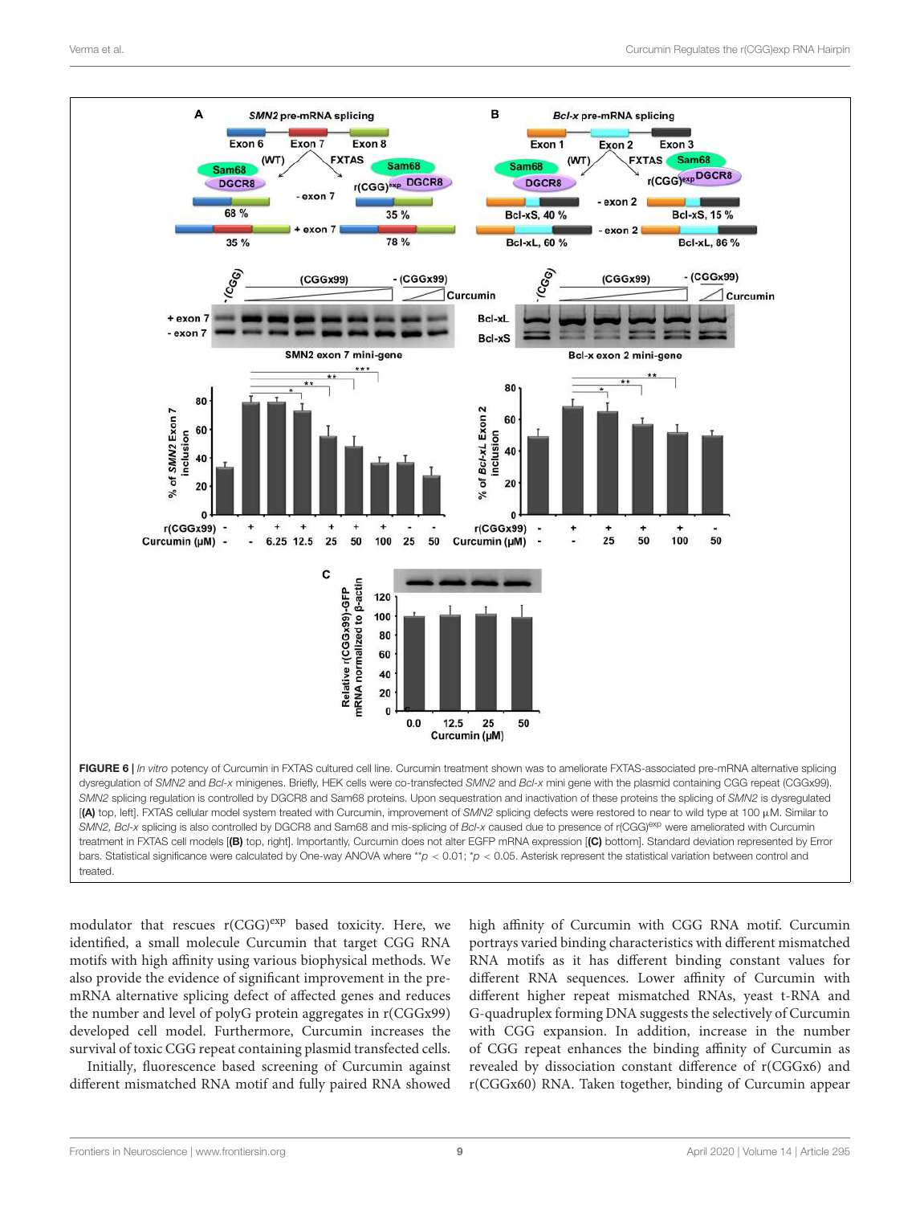**FIGURE 6 |** *In vitro* potency of Curcumin in FXTAS cultured cell line. Curcumin treatment shown was to ameliorate FXTAS-associated pre-mRNA alternative splicing dysregulation of *SMN2* and *Bcl-x* minigenes. Briefly, HEK cells were co-transfected *SMN2* and *Bcl-x* mini gene with the plasmid containing CGG repeat (CGGx99). *SMN2* splicing regulation is controlled by DGCR8 and Sam68 proteins. Upon sequestration and inactivation of these proteins the splicing of *SMN2* is dysregulated [**(A)** top, left]. FXTAS cellular model system treated with Curcumin, improvement of *SMN2* splicing defects were restored to near to wild type at 100 μM. Similar to *SMN2, Bcl-x* splicing is also controlled by DGCR8 and Sam68 and mis-splicing of *Bcl-x* caused due to presence of r(CGG)$^{exp}$ were ameliorated with Curcumin treatment in FXTAS cell models [**(B)** top, right]. Importantly, Curcumin does not alter EGFP mRNA expression [**(C)** bottom]. Standard deviation represented by Error bars. Statistical significance were calculated by One-way ANOVA where $^{**}p < 0.01$; $^{*}p < 0.05$. Asterisk represent the statistical variation between control and treated.

modulator that rescues r(CGG)$^{exp}$ based toxicity. Here, we identified, a small molecule Curcumin that target CGG RNA motifs with high affinity using various biophysical methods. We also provide the evidence of significant improvement in the pre-mRNA alternative splicing defect of affected genes and reduces the number and level of polyG protein aggregates in r(CGGx99) developed cell model. Furthermore, Curcumin increases the survival of toxic CGG repeat containing plasmid transfected cells.

Initially, fluorescence based screening of Curcumin against different mismatched RNA motif and fully paired RNA showed high affinity of Curcumin with CGG RNA motif. Curcumin portrays varied binding characteristics with different mismatched RNA motifs as it has different binding constant values for different RNA sequences. Lower affinity of Curcumin with different higher repeat mismatched RNAs, yeast t-RNA and G-quadruplex forming DNA suggests the selectively of Curcumin with CGG expansion. In addition, increase in the number of CGG repeat enhances the binding affinity of Curcumin as revealed by dissociation constant difference of r(CGGx6) and r(CGGx60) RNA. Taken together, binding of Curcumin appear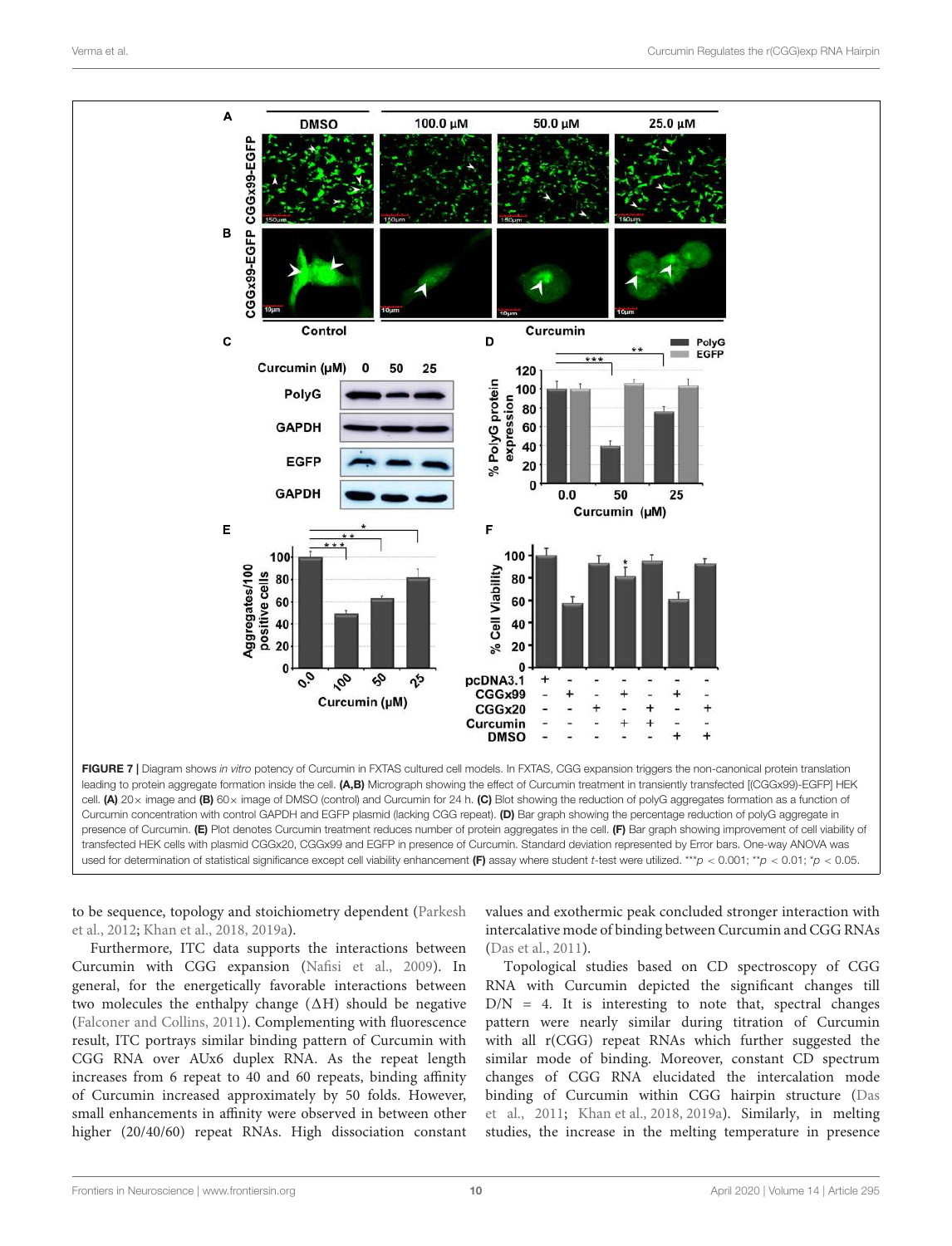FIGURE 7 | Diagram shows *in vitro* potency of Curcumin in FXTAS cultured cell models. In FXTAS, CGG expansion triggers the non-canonical protein translation leading to protein aggregate formation inside the cell. **(A,B)** Micrograph showing the effect of Curcumin treatment in transiently transfected [(CGGx99)-EGFP] HEK cell. **(A)** 20× image and **(B)** 60× image of DMSO (control) and Curcumin for 24 h. **(C)** Blot showing the reduction of polyG aggregates formation as a function of Curcumin concentration with control GAPDH and EGFP plasmid (lacking CGG repeat). **(D)** Bar graph showing the percentage reduction of polyG aggregate in presence of Curcumin. **(E)** Plot denotes Curcumin treatment reduces number of protein aggregates in the cell. **(F)** Bar graph showing improvement of cell viability of transfected HEK cells with plasmid CGGx20, CGGx99 and EGFP in presence of Curcumin. Standard deviation represented by Error bars. One-way ANOVA was used for determination of statistical significance except cell viability enhancement **(F)** assay where student *t*-test were utilized. ***$p < 0.001$; **$p < 0.01$; *$p < 0.05$.

to be sequence, topology and stoichiometry dependent (Parkesh et al., 2012; Khan et al., 2018, 2019a).

Furthermore, ITC data supports the interactions between Curcumin with CGG expansion (Nafisi et al., 2009). In general, for the energetically favorable interactions between two molecules the enthalpy change ($\Delta H$) should be negative (Falconer and Collins, 2011). Complementing with fluorescence result, ITC portrays similar binding pattern of Curcumin with CGG RNA over AUx6 duplex RNA. As the repeat length increases from 6 repeat to 40 and 60 repeats, binding affinity of Curcumin increased approximately by 50 folds. However, small enhancements in affinity were observed in between other higher (20/40/60) repeat RNAs. High dissociation constant values and exothermic peak concluded stronger interaction with intercalative mode of binding between Curcumin and CGG RNAs (Das et al., 2011).

Topological studies based on CD spectroscopy of CGG RNA with Curcumin depicted the significant changes till D/N = 4. It is interesting to note that, spectral changes pattern were nearly similar during titration of Curcumin with all r(CGG) repeat RNAs which further suggested the similar mode of binding. Moreover, constant CD spectrum changes of CGG RNA elucidated the intercalation mode binding of Curcumin within CGG hairpin structure (Das et al., 2011; Khan et al., 2018, 2019a). Similarly, in melting studies, the increase in the melting temperature in presence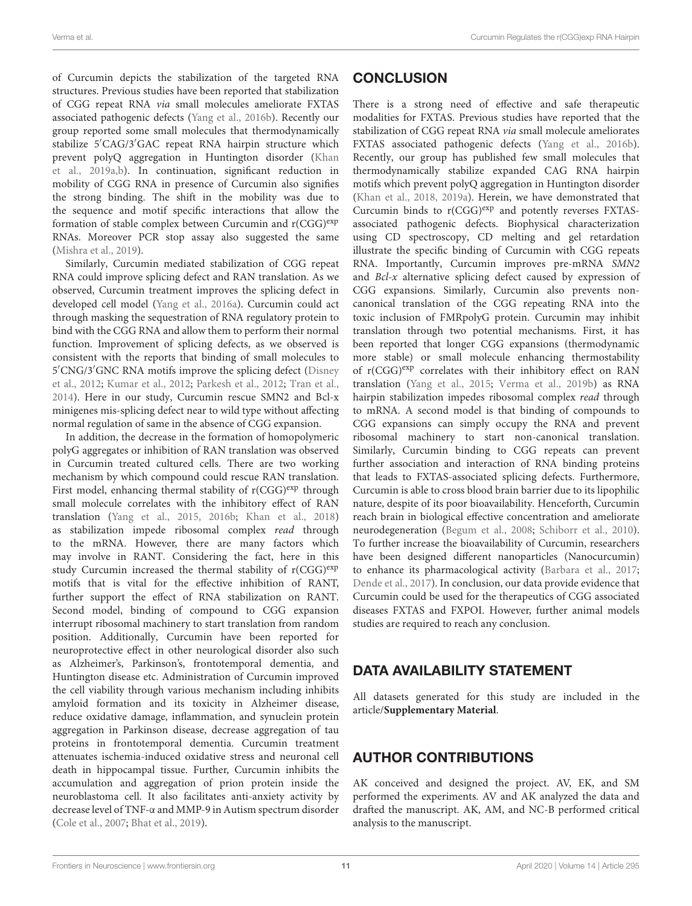of Curcumin depicts the stabilization of the targeted RNA structures. Previous studies have been reported that stabilization of CGG repeat RNA *via* small molecules ameliorate FXTAS associated pathogenic defects (Yang et al., 2016b). Recently our group reported some small molecules that thermodynamically stabilize 5′CAG/3′GAC repeat RNA hairpin structure which prevent polyQ aggregation in Huntington disorder (Khan et al., 2019a,b). In continuation, significant reduction in mobility of CGG RNA in presence of Curcumin also signifies the strong binding. The shift in the mobility was due to the sequence and motif specific interactions that allow the formation of stable complex between Curcumin and r(CGG)$^{exp}$ RNAs. Moreover PCR stop assay also suggested the same (Mishra et al., 2019).

Similarly, Curcumin mediated stabilization of CGG repeat RNA could improve splicing defect and RAN translation. As we observed, Curcumin treatment improves the splicing defect in developed cell model (Yang et al., 2016a). Curcumin could act through masking the sequestration of RNA regulatory protein to bind with the CGG RNA and allow them to perform their normal function. Improvement of splicing defects, as we observed is consistent with the reports that binding of small molecules to 5′CNG/3′GNC RNA motifs improve the splicing defect (Disney et al., 2012; Kumar et al., 2012; Parkesh et al., 2012; Tran et al., 2014). Here in our study, Curcumin rescue SMN2 and Bcl-x minigenes mis-splicing defect near to wild type without affecting normal regulation of same in the absence of CGG expansion.

In addition, the decrease in the formation of homopolymeric polyG aggregates or inhibition of RAN translation was observed in Curcumin treated cultured cells. There are two working mechanism by which compound could rescue RAN translation. First model, enhancing thermal stability of r(CGG)$^{exp}$ through small molecule correlates with the inhibitory effect of RAN translation (Yang et al., 2015, 2016b; Khan et al., 2018) as stabilization impede ribosomal complex *read* through to the mRNA. However, there are many factors which may involve in RANT. Considering the fact, here in this study Curcumin increased the thermal stability of r(CGG)$^{exp}$ motifs that is vital for the effective inhibition of RANT, further support the effect of RNA stabilization on RANT. Second model, binding of compound to CGG expansion interrupt ribosomal machinery to start translation from random position. Additionally, Curcumin have been reported for neuroprotective effect in other neurological disorder also such as Alzheimer's, Parkinson's, frontotemporal dementia, and Huntington disease etc. Administration of Curcumin improved the cell viability through various mechanism including inhibits amyloid formation and its toxicity in Alzheimer disease, reduce oxidative damage, inflammation, and synuclein protein aggregation in Parkinson disease, decrease aggregation of tau proteins in frontotemporal dementia. Curcumin treatment attenuates ischemia-induced oxidative stress and neuronal cell death in hippocampal tissue. Further, Curcumin inhibits the accumulation and aggregation of prion protein inside the neuroblastoma cell. It also facilitates anti-anxiety activity by decrease level of TNF-α and MMP-9 in Autism spectrum disorder (Cole et al., 2007; Bhat et al., 2019).

## CONCLUSION

There is a strong need of effective and safe therapeutic modalities for FXTAS. Previous studies have reported that the stabilization of CGG repeat RNA *via* small molecule ameliorates FXTAS associated pathogenic defects (Yang et al., 2016b). Recently, our group has published few small molecules that thermodynamically stabilize expanded CAG RNA hairpin motifs which prevent polyQ aggregation in Huntington disorder (Khan et al., 2018, 2019a). Herein, we have demonstrated that Curcumin binds to r(CGG)$^{exp}$ and potently reverses FXTAS-associated pathogenic defects. Biophysical characterization using CD spectroscopy, CD melting and gel retardation illustrate the specific binding of Curcumin with CGG repeats RNA. Importantly, Curcumin improves pre-mRNA *SMN2* and *Bcl-x* alternative splicing defect caused by expression of CGG expansions. Similarly, Curcumin also prevents non-canonical translation of the CGG repeating RNA into the toxic inclusion of FMRpolyG protein. Curcumin may inhibit translation through two potential mechanisms. First, it has been reported that longer CGG expansions (thermodynamic more stable) or small molecule enhancing thermostability of r(CGG)$^{exp}$ correlates with their inhibitory effect on RAN translation (Yang et al., 2015; Verma et al., 2019b) as RNA hairpin stabilization impedes ribosomal complex *read* through to mRNA. A second model is that binding of compounds to CGG expansions can simply occupy the RNA and prevent ribosomal machinery to start non-canonical translation. Similarly, Curcumin binding to CGG repeats can prevent further association and interaction of RNA binding proteins that leads to FXTAS-associated splicing defects. Furthermore, Curcumin is able to cross blood brain barrier due to its lipophilic nature, despite of its poor bioavailability. Henceforth, Curcumin reach brain in biological effective concentration and ameliorate neurodegeneration (Begum et al., 2008; Schiborr et al., 2010). To further increase the bioavailability of Curcumin, researchers have been designed different nanoparticles (Nanocurcumin) to enhance its pharmacological activity (Barbara et al., 2017; Dende et al., 2017). In conclusion, our data provide evidence that Curcumin could be used for the therapeutics of CGG associated diseases FXTAS and FXPOI. However, further animal models studies are required to reach any conclusion.

## DATA AVAILABILITY STATEMENT

All datasets generated for this study are included in the article/**Supplementary Material**.

## AUTHOR CONTRIBUTIONS

AK conceived and designed the project. AV, EK, and SM performed the experiments. AV and AK analyzed the data and drafted the manuscript. AK, AM, and NC-B performed critical analysis to the manuscript.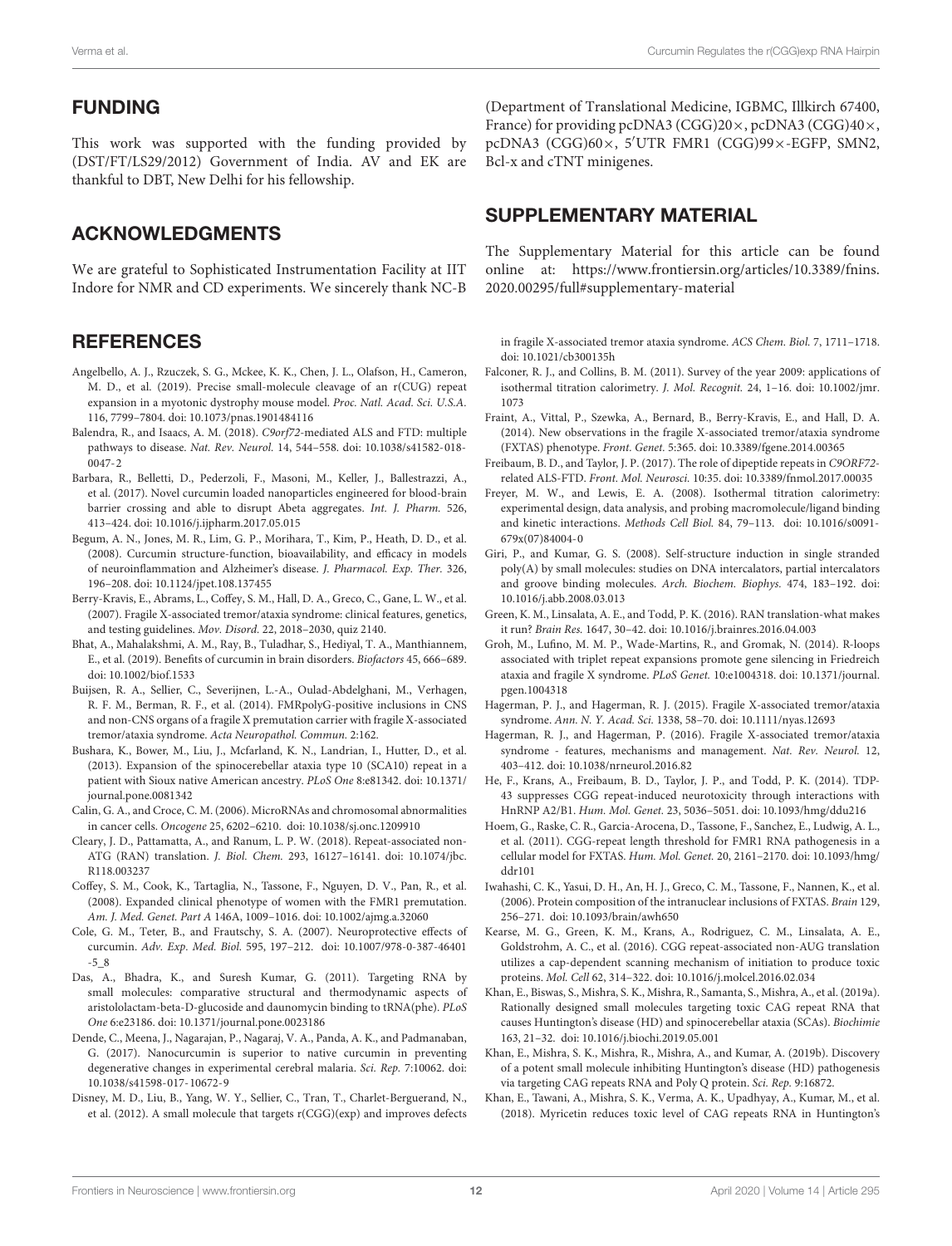## FUNDING

This work was supported with the funding provided by (DST/FT/LS29/2012) Government of India. AV and EK are thankful to DBT, New Delhi for his fellowship.

## ACKNOWLEDGMENTS

We are grateful to Sophisticated Instrumentation Facility at IIT Indore for NMR and CD experiments. We sincerely thank NC-B (Department of Translational Medicine, IGBMC, Illkirch 67400, France) for providing pcDNA3 (CGG)20×, pcDNA3 (CGG)40×, pcDNA3 (CGG)60×, 5′UTR FMR1 (CGG)99×-EGFP, SMN2, Bcl-x and cTNT minigenes.

## SUPPLEMENTARY MATERIAL

The Supplementary Material for this article can be found online at: https://www.frontiersin.org/articles/10.3389/fnins.2020.00295/full#supplementary-material

## REFERENCES

Angelbello, A. J., Rzuczek, S. G., Mckee, K. K., Chen, J. L., Olafson, H., Cameron, M. D., et al. (2019). Precise small-molecule cleavage of an r(CUG) repeat expansion in a myotonic dystrophy mouse model. *Proc. Natl. Acad. Sci. U.S.A.* 116, 7799–7804. doi: 10.1073/pnas.1901484116

Balendra, R., and Isaacs, A. M. (2018). *C9orf72*-mediated ALS and FTD: multiple pathways to disease. *Nat. Rev. Neurol.* 14, 544–558. doi: 10.1038/s41582-018-0047-2

Barbara, R., Belletti, D., Pederzoli, F., Masoni, M., Keller, J., Ballestrazzi, A., et al. (2017). Novel curcumin loaded nanoparticles engineered for blood-brain barrier crossing and able to disrupt Abeta aggregates. *Int. J. Pharm.* 526, 413–424. doi: 10.1016/j.ijpharm.2017.05.015

Begum, A. N., Jones, M. R., Lim, G. P., Morihara, T., Kim, P., Heath, D. D., et al. (2008). Curcumin structure-function, bioavailability, and efficacy in models of neuroinflammation and Alzheimer's disease. *J. Pharmacol. Exp. Ther.* 326, 196–208. doi: 10.1124/jpet.108.137455

Berry-Kravis, E., Abrams, L., Coffey, S. M., Hall, D. A., Greco, C., Gane, L. W., et al. (2007). Fragile X-associated tremor/ataxia syndrome: clinical features, genetics, and testing guidelines. *Mov. Disord.* 22, 2018–2030, quiz 2140.

Bhat, A., Mahalakshmi, A. M., Ray, B., Tuladhar, S., Hediyal, T. A., Manthiannem, E., et al. (2019). Benefits of curcumin in brain disorders. *Biofactors* 45, 666–689. doi: 10.1002/biof.1533

Buijsen, R. A., Sellier, C., Severijnen, L.-A., Oulad-Abdelghani, M., Verhagen, R. F. M., Berman, R. F., et al. (2014). FMRpolyG-positive inclusions in CNS and non-CNS organs of a fragile X premutation carrier with fragile X-associated tremor/ataxia syndrome. *Acta Neuropathol. Commun.* 2:162.

Bushara, K., Bower, M., Liu, J., Mcfarland, K. N., Landrian, I., Hutter, D., et al. (2013). Expansion of the spinocerebellar ataxia type 10 (SCA10) repeat in a patient with Sioux native American ancestry. *PLoS One* 8:e81342. doi: 10.1371/journal.pone.0081342

Calin, G. A., and Croce, C. M. (2006). MicroRNAs and chromosomal abnormalities in cancer cells. *Oncogene* 25, 6202–6210. doi: 10.1038/sj.onc.1209910

Cleary, J. D., Pattamatta, A., and Ranum, L. P. W. (2018). Repeat-associated non-ATG (RAN) translation. *J. Biol. Chem.* 293, 16127–16141. doi: 10.1074/jbc.R118.003237

Coffey, S. M., Cook, K., Tartaglia, N., Tassone, F., Nguyen, D. V., Pan, R., et al. (2008). Expanded clinical phenotype of women with the FMR1 premutation. *Am. J. Med. Genet. Part A* 146A, 1009–1016. doi: 10.1002/ajmg.a.32060

Cole, G. M., Teter, B., and Frautschy, S. A. (2007). Neuroprotective effects of curcumin. *Adv. Exp. Med. Biol.* 595, 197–212. doi: 10.1007/978-0-387-46401-5_8

Das, A., Bhadra, K., and Suresh Kumar, G. (2011). Targeting RNA by small molecules: comparative structural and thermodynamic aspects of aristololactam-beta-D-glucoside and daunomycin binding to tRNA(phe). *PLoS One* 6:e23186. doi: 10.1371/journal.pone.0023186

Dende, C., Meena, J., Nagarajan, P., Nagaraj, V. A., Panda, A. K., and Padmanaban, G. (2017). Nanocurcumin is superior to native curcumin in preventing degenerative changes in experimental cerebral malaria. *Sci. Rep.* 7:10062. doi: 10.1038/s41598-017-10672-9

Disney, M. D., Liu, B., Yang, W. Y., Sellier, C., Tran, T., Charlet-Berguerand, N., et al. (2012). A small molecule that targets r(CGG)(exp) and improves defects in fragile X-associated tremor ataxia syndrome. *ACS Chem. Biol.* 7, 1711–1718. doi: 10.1021/cb300135h

Falconer, R. J., and Collins, B. M. (2011). Survey of the year 2009: applications of isothermal titration calorimetry. *J. Mol. Recognit.* 24, 1–16. doi: 10.1002/jmr.1073

Fraint, A., Vittal, P., Szewka, A., Bernard, B., Berry-Kravis, E., and Hall, D. A. (2014). New observations in the fragile X-associated tremor/ataxia syndrome (FXTAS) phenotype. *Front. Genet.* 5:365. doi: 10.3389/fgene.2014.00365

Freibaum, B. D., and Taylor, J. P. (2017). The role of dipeptide repeats in *C9ORF72*-related ALS-FTD. *Front. Mol. Neurosci.* 10:35. doi: 10.3389/fnmol.2017.00035

Freyer, M. W., and Lewis, E. A. (2008). Isothermal titration calorimetry: experimental design, data analysis, and probing macromolecule/ligand binding and kinetic interactions. *Methods Cell Biol.* 84, 79–113. doi: 10.1016/s0091-679x(07)84004-0

Giri, P., and Kumar, G. S. (2008). Self-structure induction in single stranded poly(A) by small molecules: studies on DNA intercalators, partial intercalators and groove binding molecules. *Arch. Biochem. Biophys.* 474, 183–192. doi: 10.1016/j.abb.2008.03.013

Green, K. M., Linsalata, A. E., and Todd, P. K. (2016). RAN translation-what makes it run? *Brain Res.* 1647, 30–42. doi: 10.1016/j.brainres.2016.04.003

Groh, M., Lufino, M. M. P., Wade-Martins, R., and Gromak, N. (2014). R-loops associated with triplet repeat expansions promote gene silencing in Friedreich ataxia and fragile X syndrome. *PLoS Genet.* 10:e1004318. doi: 10.1371/journal.pgen.1004318

Hagerman, P. J., and Hagerman, R. J. (2015). Fragile X-associated tremor/ataxia syndrome. *Ann. N. Y. Acad. Sci.* 1338, 58–70. doi: 10.1111/nyas.12693

Hagerman, R. J., and Hagerman, P. (2016). Fragile X-associated tremor/ataxia syndrome - features, mechanisms and management. *Nat. Rev. Neurol.* 12, 403–412. doi: 10.1038/nrneurol.2016.82

He, F., Krans, A., Freibaum, B. D., Taylor, J. P., and Todd, P. K. (2014). TDP-43 suppresses CGG repeat-induced neurotoxicity through interactions with HnRNP A2/B1. *Hum. Mol. Genet.* 23, 5036–5051. doi: 10.1093/hmg/ddu216

Hoem, G., Raske, C. R., Garcia-Arocena, D., Tassone, F., Sanchez, E., Ludwig, A. L., et al. (2011). CGG-repeat length threshold for FMR1 RNA pathogenesis in a cellular model for FXTAS. *Hum. Mol. Genet.* 20, 2161–2170. doi: 10.1093/hmg/ddr101

Iwahashi, C. K., Yasui, D. H., An, H. J., Greco, C. M., Tassone, F., Nannen, K., et al. (2006). Protein composition of the intranuclear inclusions of FXTAS. *Brain* 129, 256–271. doi: 10.1093/brain/awh650

Kearse, M. G., Green, K. M., Krans, A., Rodriguez, C. M., Linsalata, A. E., Goldstrohm, A. C., et al. (2016). CGG repeat-associated non-AUG translation utilizes a cap-dependent scanning mechanism of initiation to produce toxic proteins. *Mol. Cell* 62, 314–322. doi: 10.1016/j.molcel.2016.02.034

Khan, E., Biswas, S., Mishra, S. K., Mishra, R., Samanta, S., Mishra, A., et al. (2019a). Rationally designed small molecules targeting toxic CAG repeat RNA that causes Huntington's disease (HD) and spinocerebellar ataxia (SCAs). *Biochimie* 163, 21–32. doi: 10.1016/j.biochi.2019.05.001

Khan, E., Mishra, S. K., Mishra, R., Mishra, A., and Kumar, A. (2019b). Discovery of a potent small molecule inhibiting Huntington's disease (HD) pathogenesis via targeting CAG repeats RNA and Poly Q protein. *Sci. Rep.* 9:16872.

Khan, E., Tawani, A., Mishra, S. K., Verma, A. K., Upadhyay, A., Kumar, M., et al. (2018). Myricetin reduces toxic level of CAG repeats RNA in Huntington's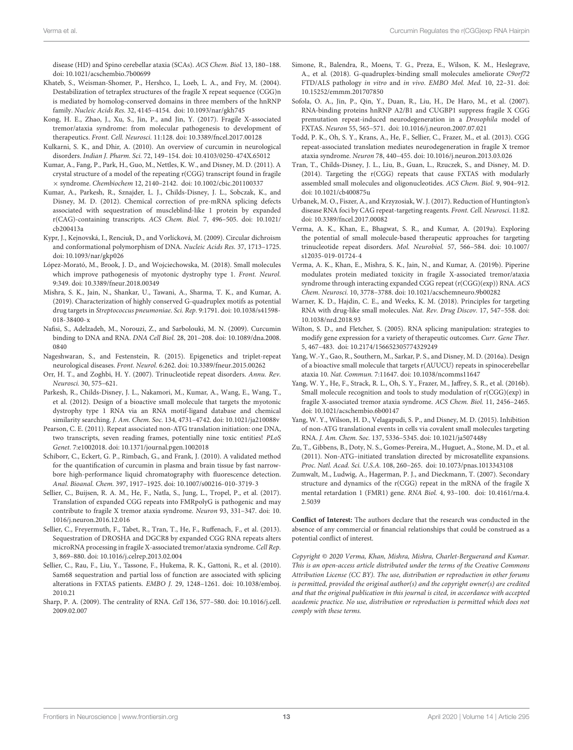disease (HD) and Spino cerebellar ataxia (SCAs). *ACS Chem. Biol.* 13, 180–188. doi: 10.1021/acschembio.7b00699

Khateb, S., Weisman-Shomer, P., Hershco, I., Loeb, L. A., and Fry, M. (2004). Destabilization of tetraplex structures of the fragile X repeat sequence (CGG)n is mediated by homolog-conserved domains in three members of the hnRNP family. *Nucleic Acids Res.* 32, 4145–4154. doi: 10.1093/nar/gkh745

Kong, H. E., Zhao, J., Xu, S., Jin, P., and Jin, Y. (2017). Fragile X-associated tremor/ataxia syndrome: from molecular pathogenesis to development of therapeutics. *Front. Cell. Neurosci.* 11:128. doi: 10.3389/fncel.2017.00128

Kulkarni, S. K., and Dhir, A. (2010). An overview of curcumin in neurological disorders. *Indian J. Pharm. Sci.* 72, 149–154. doi: 10.4103/0250-474X.65012

Kumar, A., Fang, P., Park, H., Guo, M., Nettles, K. W., and Disney, M. D. (2011). A crystal structure of a model of the repeating r(CGG) transcript found in fragile × syndrome. *Chembiochem* 12, 2140–2142. doi: 10.1002/cbic.201100337

Kumar, A., Parkesh, R., Sznajder, L. J., Childs-Disney, J. L., Sobczak, K., and Disney, M. D. (2012). Chemical correction of pre-mRNA splicing defects associated with sequestration of muscleblind-like 1 protein by expanded r(CAG)-containing transcripts. *ACS Chem. Biol.* 7, 496–505. doi: 10.1021/cb200413a

Kypr, J., Kejnovská, I., Renciuk, D., and Vorlícková, M. (2009). Circular dichroism and conformational polymorphism of DNA. *Nucleic Acids Res.* 37, 1713–1725. doi: 10.1093/nar/gkp026

López-Morató, M., Brook, J. D., and Wojciechowska, M. (2018). Small molecules which improve pathogenesis of myotonic dystrophy type 1. *Front. Neurol.* 9:349. doi: 10.3389/fneur.2018.00349

Mishra, S. K., Jain, N., Shankar, U., Tawani, A., Sharma, T. K., and Kumar, A. (2019). Characterization of highly conserved G-quadruplex motifs as potential drug targets in *Streptococcus pneumoniae*. *Sci. Rep.* 9:1791. doi: 10.1038/s41598-018-38400-x

Nafisi, S., Adelzadeh, M., Norouzi, Z., and Sarbolouki, M. N. (2009). Curcumin binding to DNA and RNA. *DNA Cell Biol.* 28, 201–208. doi: 10.1089/dna.2008.0840

Nageshwaran, S., and Festenstein, R. (2015). Epigenetics and triplet-repeat neurological diseases. *Front. Neurol.* 6:262. doi: 10.3389/fneur.2015.00262

Orr, H. T., and Zoghbi, H. Y. (2007). Trinucleotide repeat disorders. *Annu. Rev. Neurosci.* 30, 575–621.

Parkesh, R., Childs-Disney, J. L., Nakamori, M., Kumar, A., Wang, E., Wang, T., et al. (2012). Design of a bioactive small molecule that targets the myotonic dystrophy type 1 RNA via an RNA motif-ligand database and chemical similarity searching. *J. Am. Chem. Soc.* 134, 4731–4742. doi: 10.1021/ja210088v

Pearson, C. E. (2011). Repeat associated non-ATG translation initiation: one DNA, two transcripts, seven reading frames, potentially nine toxic entities! *PLoS Genet.* 7:e1002018. doi: 10.1371/journal.pgen.1002018

Schiborr, C., Eckert, G. P., Rimbach, G., and Frank, J. (2010). A validated method for the quantification of curcumin in plasma and brain tissue by fast narrow-bore high-performance liquid chromatography with fluorescence detection. *Anal. Bioanal. Chem.* 397, 1917–1925. doi: 10.1007/s00216-010-3719-3

Sellier, C., Buijsen, R. A. M., He, F., Natla, S., Jung, L., Tropel, P., et al. (2017). Translation of expanded CGG repeats into FMRpolyG is pathogenic and may contribute to fragile X tremor ataxia syndrome. *Neuron* 93, 331–347. doi: 10.1016/j.neuron.2016.12.016

Sellier, C., Freyermuth, F., Tabet, R., Tran, T., He, F., Ruffenach, F., et al. (2013). Sequestration of DROSHA and DGCR8 by expanded CGG RNA repeats alters microRNA processing in fragile X-associated tremor/ataxia syndrome. *Cell Rep.* 3, 869–880. doi: 10.1016/j.celrep.2013.02.004

Sellier, C., Rau, F., Liu, Y., Tassone, F., Hukema, R. K., Gattoni, R., et al. (2010). Sam68 sequestration and partial loss of function are associated with splicing alterations in FXTAS patients. *EMBO J.* 29, 1248–1261. doi: 10.1038/emboj.2010.21

Sharp, P. A. (2009). The centrality of RNA. *Cell* 136, 577–580. doi: 10.1016/j.cell.2009.02.007

Simone, R., Balendra, R., Moens, T. G., Preza, E., Wilson, K. M., Heslegrave, A., et al. (2018). G-quadruplex-binding small molecules ameliorate *C9orf72* FTD/ALS pathology *in vitro* and *in vivo*. *EMBO Mol. Med.* 10, 22–31. doi: 10.15252/emmm.201707850

Sofola, O. A., Jin, P., Qin, Y., Duan, R., Liu, H., De Haro, M., et al. (2007). RNA-binding proteins hnRNP A2/B1 and CUGBP1 suppress fragile X CGG premutation repeat-induced neurodegeneration in a *Drosophila* model of FXTAS. *Neuron* 55, 565–571. doi: 10.1016/j.neuron.2007.07.021

Todd, P. K., Oh, S. Y., Krans, A., He, F., Sellier, C., Frazer, M., et al. (2013). CGG repeat-associated translation mediates neurodegeneration in fragile X tremor ataxia syndrome. *Neuron* 78, 440–455. doi: 10.1016/j.neuron.2013.03.026

Tran, T., Childs-Disney, J. L., Liu, B., Guan, L., Rzuczek, S., and Disney, M. D. (2014). Targeting the r(CGG) repeats that cause FXTAS with modularly assembled small molecules and oligonucleotides. *ACS Chem. Biol.* 9, 904–912. doi: 10.1021/cb400875u

Urbanek, M. O., Fiszer, A., and Krzyzosiak, W. J. (2017). Reduction of Huntington's disease RNA foci by CAG repeat-targeting reagents. *Front. Cell. Neurosci.* 11:82. doi: 10.3389/fncel.2017.00082

Verma, A. K., Khan, E., Bhagwat, S. R., and Kumar, A. (2019a). Exploring the potential of small molecule-based therapeutic approaches for targeting trinucleotide repeat disorders. *Mol. Neurobiol.* 57, 566–584. doi: 10.1007/s12035-019-01724-4

Verma, A. K., Khan, E., Mishra, S. K., Jain, N., and Kumar, A. (2019b). Piperine modulates protein mediated toxicity in fragile X-associated tremor/ataxia syndrome through interacting expanded CGG repeat (r(CGG)(exp)) RNA. *ACS Chem. Neurosci.* 10, 3778–3788. doi: 10.1021/acschemneuro.9b00282

Warner, K. D., Hajdin, C. E., and Weeks, K. M. (2018). Principles for targeting RNA with drug-like small molecules. *Nat. Rev. Drug Discov.* 17, 547–558. doi: 10.1038/nrd.2018.93

Wilton, S. D., and Fletcher, S. (2005). RNA splicing manipulation: strategies to modify gene expression for a variety of therapeutic outcomes. *Curr. Gene Ther.* 5, 467–483. doi: 10.2174/156652305774329249

Yang, W.-Y., Gao, R., Southern, M., Sarkar, P. S., and Disney, M. D. (2016a). Design of a bioactive small molecule that targets r(AUUCU) repeats in spinocerebellar ataxia 10. *Nat. Commun.* 7:11647. doi: 10.1038/ncomms11647

Yang, W. Y., He, F., Strack, R. L., Oh, S. Y., Frazer, M., Jaffrey, S. R., et al. (2016b). Small molecule recognition and tools to study modulation of r(CGG)(exp) in fragile X-associated tremor ataxia syndrome. *ACS Chem. Biol.* 11, 2456–2465. doi: 10.1021/acschembio.6b00147

Yang, W. Y., Wilson, H. D., Velagapudi, S. P., and Disney, M. D. (2015). Inhibition of non-ATG translational events in cells via covalent small molecules targeting RNA. *J. Am. Chem. Soc.* 137, 5336–5345. doi: 10.1021/ja507448y

Zu, T., Gibbens, B., Doty, N. S., Gomes-Pereira, M., Huguet, A., Stone, M. D., et al. (2011). Non-ATG–initiated translation directed by microsatellite expansions. *Proc. Natl. Acad. Sci. U.S.A.* 108, 260–265. doi: 10.1073/pnas.1013343108

Zumwalt, M., Ludwig, A., Hagerman, P. J., and Dieckmann, T. (2007). Secondary structure and dynamics of the r(CGG) repeat in the mRNA of the fragile X mental retardation 1 (FMR1) gene. *RNA Biol.* 4, 93–100. doi: 10.4161/rna.4.2.5039

**Conflict of Interest:** The authors declare that the research was conducted in the absence of any commercial or financial relationships that could be construed as a potential conflict of interest.

*Copyright © 2020 Verma, Khan, Mishra, Mishra, Charlet-Berguerand and Kumar. This is an open-access article distributed under the terms of the Creative Commons Attribution License (CC BY). The use, distribution or reproduction in other forums is permitted, provided the original author(s) and the copyright owner(s) are credited and that the original publication in this journal is cited, in accordance with accepted academic practice. No use, distribution or reproduction is permitted which does not comply with these terms.*